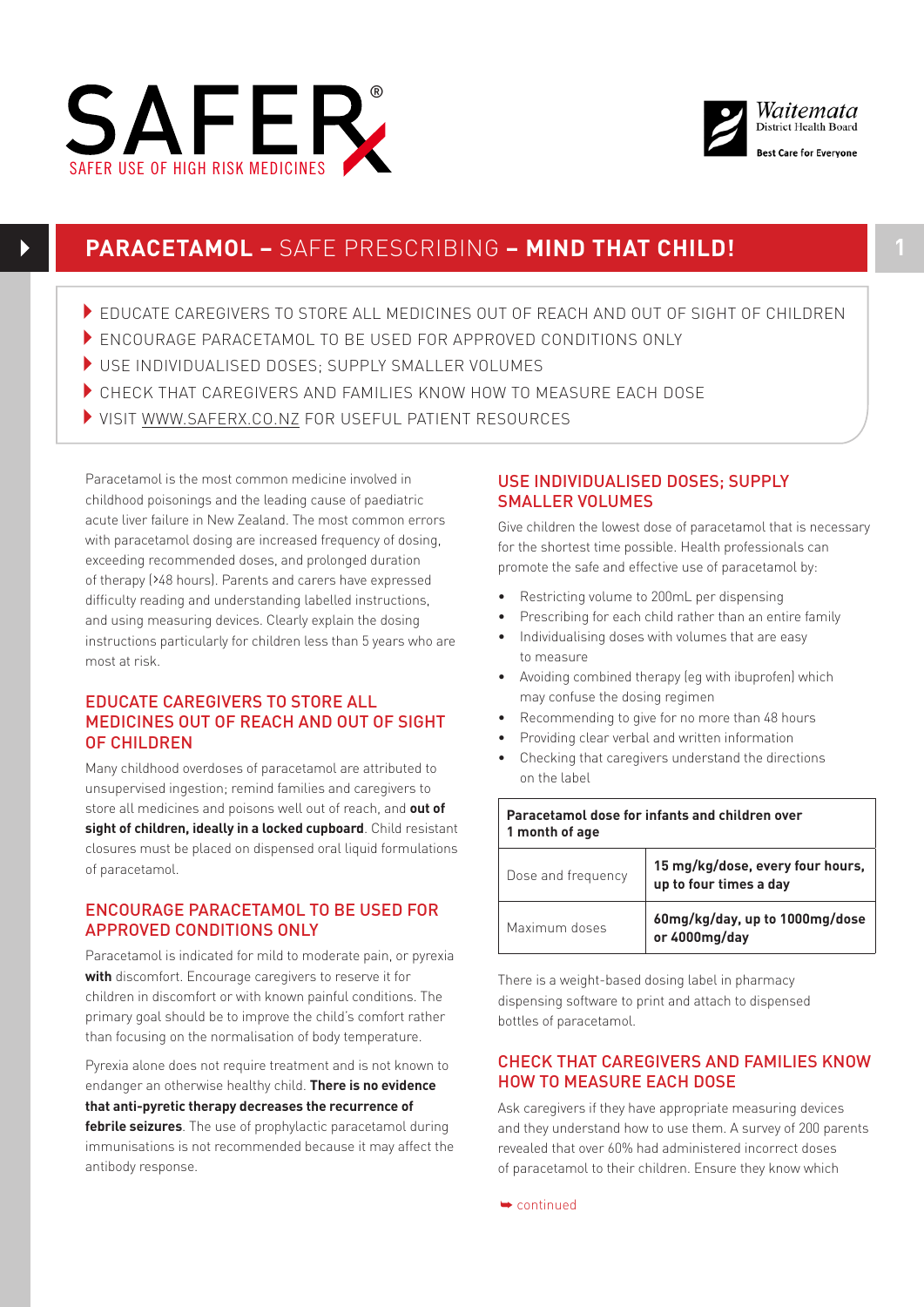SAFER®

SAFER USE OF HIGH RISK MEDICINES

Waitemata District Health Board

Best Care for Everyone

# PARACETAMOL – SAFE PRESCRIBING – MIND THAT CHILD!

- EDUCATE CAREGIVERS TO STORE ALL MEDICINES OUT OF REACH AND OUT OF SIGHT OF CHILDREN
- ENCOURAGE PARACETAMOL TO BE USED FOR APPROVED CONDITIONS ONLY
- USE INDIVIDUALISED DOSES; SUPPLY SMALLER VOLUMES
- CHECK THAT CAREGIVERS AND FAMILIES KNOW HOW TO MEASURE EACH DOSE
- VISIT WWW.SAFERX.CO.NZ FOR USEFUL PATIENT RESOURCES

Paracetamol is the most common medicine involved in childhood poisonings and the leading cause of paediatric acute liver failure in New Zealand. The most common errors with paracetamol dosing are increased frequency of dosing, exceeding recommended doses, and prolonged duration of therapy (>48 hours). Parents and carers have expressed difficulty reading and understanding labelled instructions, and using measuring devices. Clearly explain the dosing instructions particularly for children less than 5 years who are most at risk.

## EDUCATE CAREGIVERS TO STORE ALL MEDICINES OUT OF REACH AND OUT OF SIGHT OF CHILDREN

Many childhood overdoses of paracetamol are attributed to unsupervised ingestion; remind families and caregivers to store all medicines and poisons well out of reach, and **out of sight of children, ideally in a locked cupboard**. Child resistant closures must be placed on dispensed oral liquid formulations of paracetamol.

## ENCOURAGE PARACETAMOL TO BE USED FOR APPROVED CONDITIONS ONLY

Paracetamol is indicated for mild to moderate pain, or pyrexia **with** discomfort. Encourage caregivers to reserve it for children in discomfort or with known painful conditions. The primary goal should be to improve the child's comfort rather than focusing on the normalisation of body temperature.

Pyrexia alone does not require treatment and is not known to endanger an otherwise healthy child. **There is no evidence that anti-pyretic therapy decreases the recurrence of febrile seizures**. The use of prophylactic paracetamol during immunisations is not recommended because it may affect the antibody response.

## USE INDIVIDUALISED DOSES; SUPPLY SMALLER VOLUMES

Give children the lowest dose of paracetamol that is necessary for the shortest time possible. Health professionals can promote the safe and effective use of paracetamol by:

- Restricting volume to 200mL per dispensing
- Prescribing for each child rather than an entire family
- Individualising doses with volumes that are easy to measure
- Avoiding combined therapy (eg with ibuprofen) which may confuse the dosing regimen
- Recommending to give for no more than 48 hours
- Providing clear verbal and written information
- Checking that caregivers understand the directions on the label

| **Paracetamol dose for infants and children over 1 month of age** | |
|---|---|
| Dose and frequency | **15 mg/kg/dose, every four hours, up to four times a day** |
| Maximum doses | **60mg/kg/day, up to 1000mg/dose or 4000mg/day** |

There is a weight-based dosing label in pharmacy dispensing software to print and attach to dispensed bottles of paracetamol.

## CHECK THAT CAREGIVERS AND FAMILIES KNOW HOW TO MEASURE EACH DOSE

Ask caregivers if they have appropriate measuring devices and they understand how to use them. A survey of 200 parents revealed that over 60% had administered incorrect doses of paracetamol to their children. Ensure they know which

➥ continued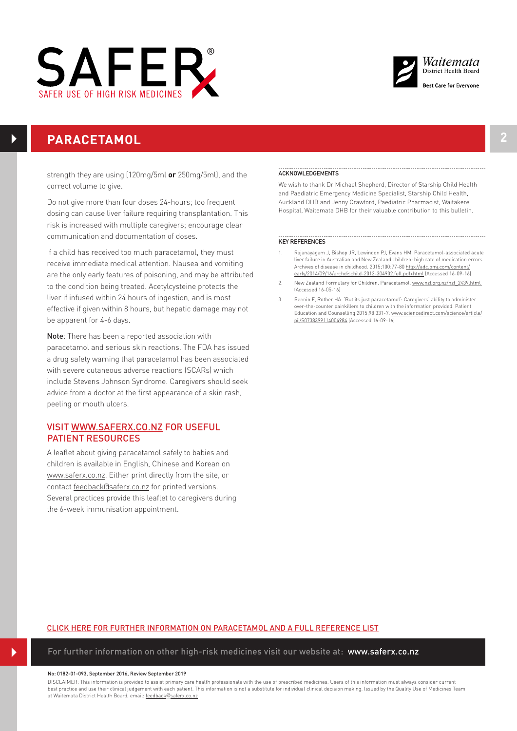# PARACETAMOL

strength they are using (120mg/5ml **or** 250mg/5ml), and the correct volume to give.

Do not give more than four doses 24-hours; too frequent dosing can cause liver failure requiring transplantation. This risk is increased with multiple caregivers; encourage clear communication and documentation of doses.

If a child has received too much paracetamol, they must receive immediate medical attention. Nausea and vomiting are the only early features of poisoning, and may be attributed to the condition being treated. Acetylcysteine protects the liver if infused within 24 hours of ingestion, and is most effective if given within 8 hours, but hepatic damage may not be apparent for 4-6 days.

**Note**: There has been a reported association with paracetamol and serious skin reactions. The FDA has issued a drug safety warning that paracetamol has been associated with severe cutaneous adverse reactions (SCARs) which include Stevens Johnson Syndrome. Caregivers should seek advice from a doctor at the first appearance of a skin rash, peeling or mouth ulcers.

## VISIT WWW.SAFERX.CO.NZ FOR USEFUL PATIENT RESOURCES

A leaflet about giving paracetamol safely to babies and children is available in English, Chinese and Korean on www.saferx.co.nz. Either print directly from the site, or contact feedback@saferx.co.nz for printed versions. Several practices provide this leaflet to caregivers during the 6-week immunisation appointment.

### ACKNOWLEDGEMENTS

We wish to thank Dr Michael Shepherd, Director of Starship Child Health and Paediatric Emergency Medicine Specialist, Starship Child Health, Auckland DHB and Jenny Crawford, Paediatric Pharmacist, Waitakere Hospital, Waitemata DHB for their valuable contribution to this bulletin.

### KEY REFERENCES

1. Rajanayagam J, Bishop JR, Lewindon PJ, Evans HM. Paracetamol-associated acute liver failure in Australian and New Zealand children: high rate of medication errors. Archives of disease in childhood. 2015;100:77-80 http://adc.bmj.com/content/early/2014/09/16/archdischild-2013-304902.full.pdf+html (Accessed 16-09-16)
2. New Zealand Formulary for Children. Paracetamol. www.nzf.org.nz/nzf_2439.html (Accessed 16-05-16)
3. Bennin F, Rother HA. 'But its just paracetamol': Caregivers' ability to administer over-the-counter painkillers to children with the information provided. Patient Education and Counselling 2015;98:331-7. www.sciencedirect.com/science/article/pii/S0738399114004984 (Accessed 16-09-16)

CLICK HERE FOR FURTHER INFORMATION ON PARACETAMOL AND A FULL REFERENCE LIST

For further information on other high-risk medicines visit our website at: www.saferx.co.nz

No: 0182-01-093, September 2016, Review September 2019

DISCLAIMER: This information is provided to assist primary care health professionals with the use of prescribed medicines. Users of this information must always consider current best practice and use their clinical judgement with each patient. This information is not a substitute for individual clinical decision making. Issued by the Quality Use of Medicines Team at Waitemata District Health Board, email: feedback@saferx.co.nz